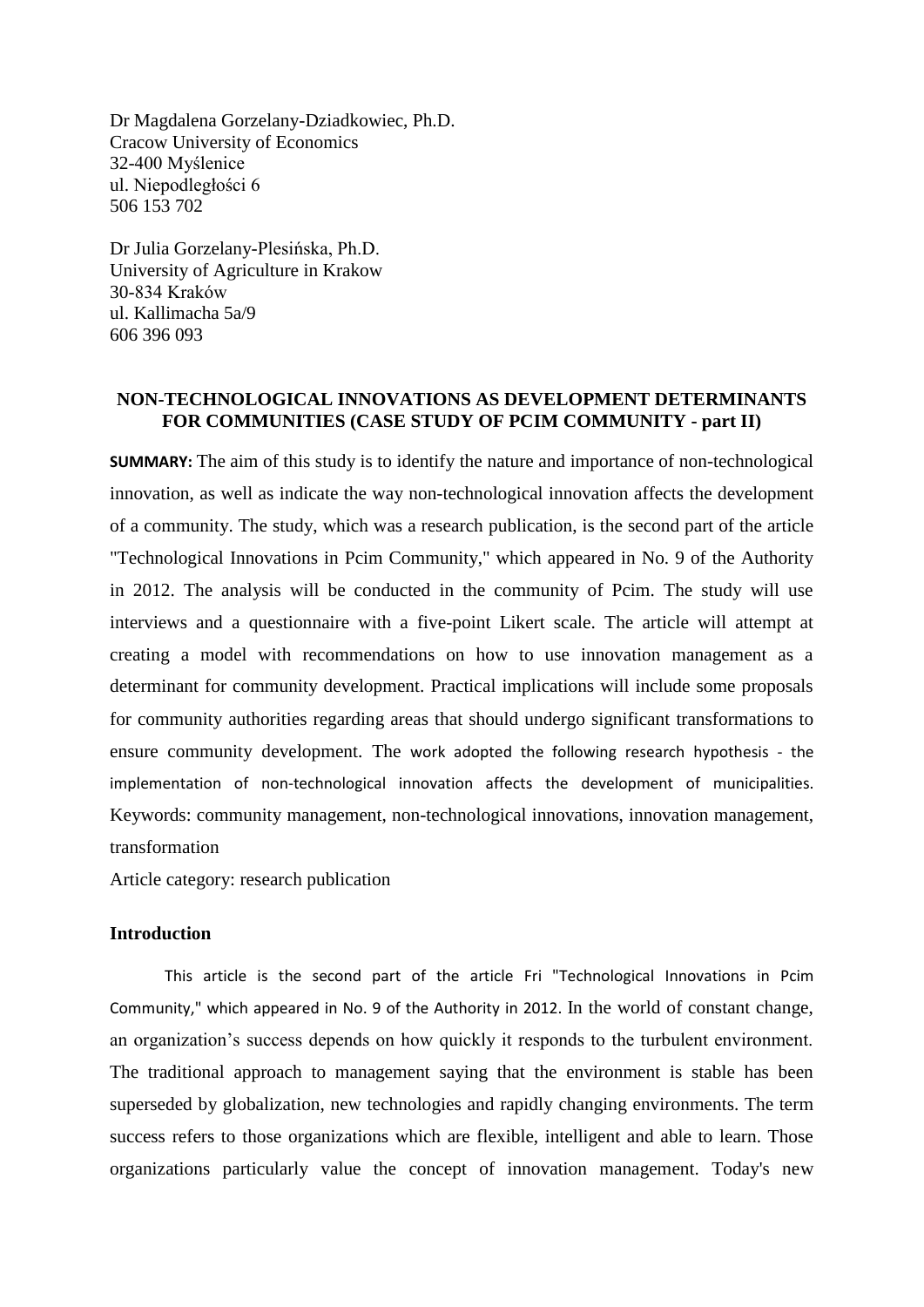Dr Magdalena Gorzelany-Dziadkowiec, Ph.D.
Cracow University of Economics
32-400 Myślenice
ul. Niepodległości 6
506 153 702

Dr Julia Gorzelany-Plesińska, Ph.D.
University of Agriculture in Krakow
30-834 Kraków
ul. Kallimacha 5a/9
606 396 093

## NON-TECHNOLOGICAL INNOVATIONS AS DEVELOPMENT DETERMINANTS FOR COMMUNITIES (CASE STUDY OF PCIM COMMUNITY - part II)

**SUMMARY:** The aim of this study is to identify the nature and importance of non-technological innovation, as well as indicate the way non-technological innovation affects the development of a community. The study, which was a research publication, is the second part of the article "Technological Innovations in Pcim Community," which appeared in No. 9 of the Authority in 2012. The analysis will be conducted in the community of Pcim. The study will use interviews and a questionnaire with a five-point Likert scale. The article will attempt at creating a model with recommendations on how to use innovation management as a determinant for community development. Practical implications will include some proposals for community authorities regarding areas that should undergo significant transformations to ensure community development. The work adopted the following research hypothesis - the implementation of non-technological innovation affects the development of municipalities.
Keywords: community management, non-technological innovations, innovation management, transformation

Article category: research publication

### Introduction

This article is the second part of the article Fri "Technological Innovations in Pcim Community," which appeared in No. 9 of the Authority in 2012. In the world of constant change, an organization's success depends on how quickly it responds to the turbulent environment. The traditional approach to management saying that the environment is stable has been superseded by globalization, new technologies and rapidly changing environments. The term success refers to those organizations which are flexible, intelligent and able to learn. Those organizations particularly value the concept of innovation management. Today's new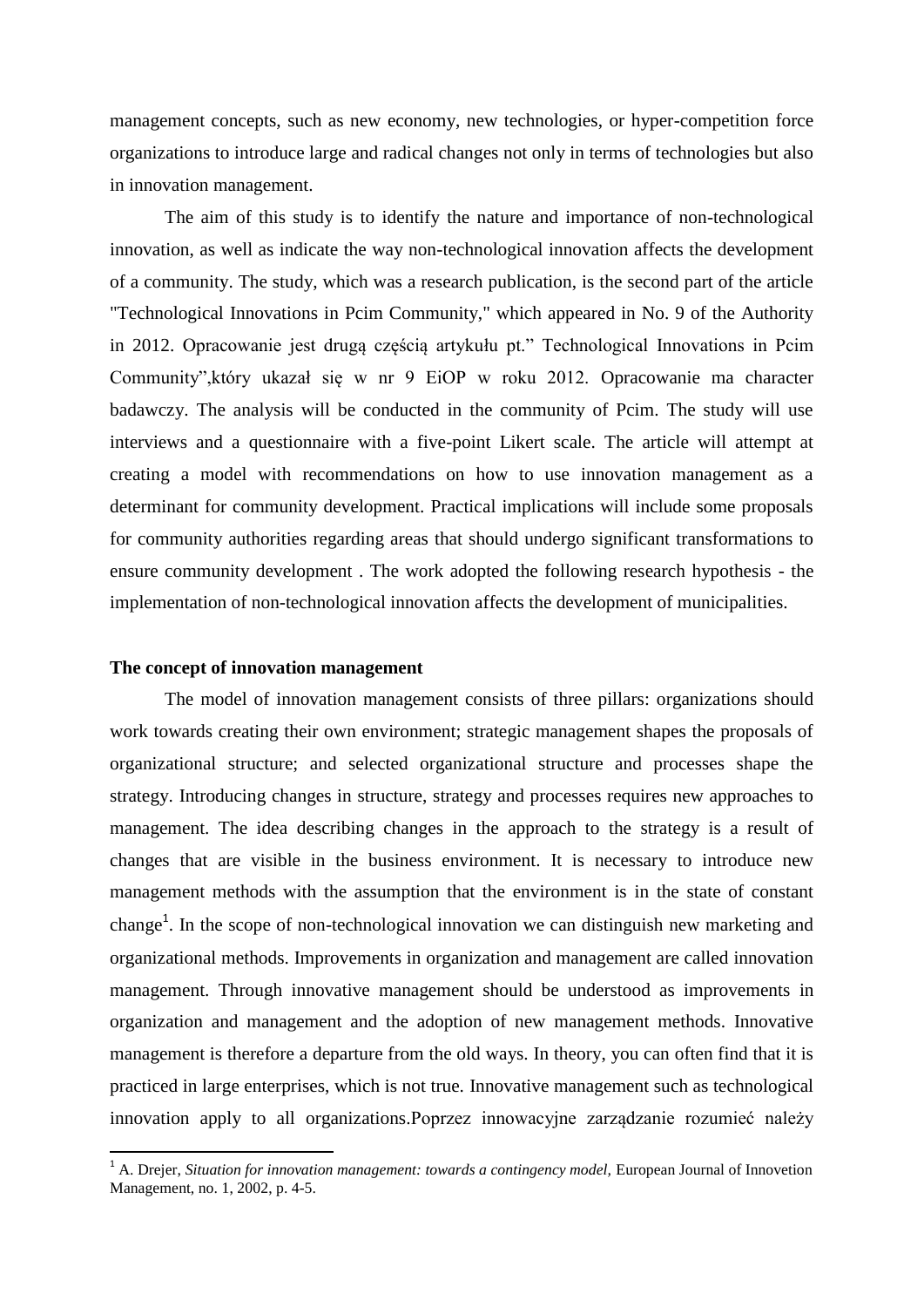management concepts, such as new economy, new technologies, or hyper-competition force organizations to introduce large and radical changes not only in terms of technologies but also in innovation management.

The aim of this study is to identify the nature and importance of non-technological innovation, as well as indicate the way non-technological innovation affects the development of a community. The study, which was a research publication, is the second part of the article "Technological Innovations in Pcim Community," which appeared in No. 9 of the Authority in 2012. Opracowanie jest drugą częścią artykułu pt." Technological Innovations in Pcim Community",który ukazał się w nr 9 EiOP w roku 2012. Opracowanie ma character badawczy. The analysis will be conducted in the community of Pcim. The study will use interviews and a questionnaire with a five-point Likert scale. The article will attempt at creating a model with recommendations on how to use innovation management as a determinant for community development. Practical implications will include some proposals for community authorities regarding areas that should undergo significant transformations to ensure community development . The work adopted the following research hypothesis - the implementation of non-technological innovation affects the development of municipalities.

## The concept of innovation management

The model of innovation management consists of three pillars: organizations should work towards creating their own environment; strategic management shapes the proposals of organizational structure; and selected organizational structure and processes shape the strategy. Introducing changes in structure, strategy and processes requires new approaches to management. The idea describing changes in the approach to the strategy is a result of changes that are visible in the business environment. It is necessary to introduce new management methods with the assumption that the environment is in the state of constant change[1]. In the scope of non-technological innovation we can distinguish new marketing and organizational methods. Improvements in organization and management are called innovation management. Through innovative management should be understood as improvements in organization and management and the adoption of new management methods. Innovative management is therefore a departure from the old ways. In theory, you can often find that it is practiced in large enterprises, which is not true. Innovative management such as technological innovation apply to all organizations.Poprzez innowacyjne zarządzanie rozumieć należy

---

[1] A. Drejer, *Situation for innovation management: towards a contingency model,* European Journal of Innovetion Management, no. 1, 2002, p. 4-5.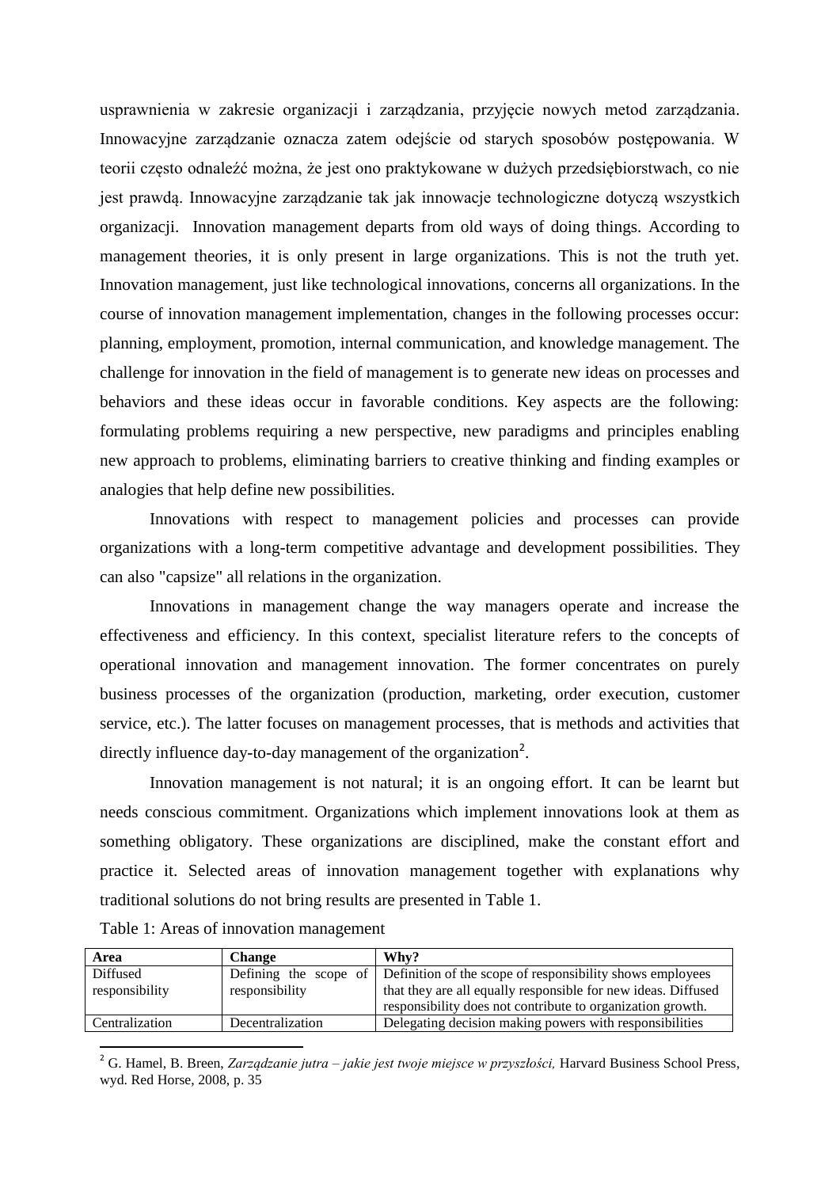usprawnienia w zakresie organizacji i zarządzania, przyjęcie nowych metod zarządzania. Innowacyjne zarządzanie oznacza zatem odejście od starych sposobów postępowania. W teorii często odnaleźć można, że jest ono praktykowane w dużych przedsiębiorstwach, co nie jest prawdą. Innowacyjne zarządzanie tak jak innowacje technologiczne dotyczą wszystkich organizacji. Innovation management departs from old ways of doing things. According to management theories, it is only present in large organizations. This is not the truth yet. Innovation management, just like technological innovations, concerns all organizations. In the course of innovation management implementation, changes in the following processes occur: planning, employment, promotion, internal communication, and knowledge management. The challenge for innovation in the field of management is to generate new ideas on processes and behaviors and these ideas occur in favorable conditions. Key aspects are the following: formulating problems requiring a new perspective, new paradigms and principles enabling new approach to problems, eliminating barriers to creative thinking and finding examples or analogies that help define new possibilities.

Innovations with respect to management policies and processes can provide organizations with a long-term competitive advantage and development possibilities. They can also "capsize" all relations in the organization.

Innovations in management change the way managers operate and increase the effectiveness and efficiency. In this context, specialist literature refers to the concepts of operational innovation and management innovation. The former concentrates on purely business processes of the organization (production, marketing, order execution, customer service, etc.). The latter focuses on management processes, that is methods and activities that directly influence day-to-day management of the organization[2].

Innovation management is not natural; it is an ongoing effort. It can be learnt but needs conscious commitment. Organizations which implement innovations look at them as something obligatory. These organizations are disciplined, make the constant effort and practice it. Selected areas of innovation management together with explanations why traditional solutions do not bring results are presented in Table 1.

Table 1: Areas of innovation management

| **Area** | **Change** | **Why?** |
|---|---|---|
| Diffused responsibility | Defining the scope of responsibility | Definition of the scope of responsibility shows employees that they are all equally responsible for new ideas. Diffused responsibility does not contribute to organization growth. |
| Centralization | Decentralization | Delegating decision making powers with responsibilities |

[2] G. Hamel, B. Breen, *Zarządzanie jutra – jakie jest twoje miejsce w przyszłości,* Harvard Business School Press, wyd. Red Horse, 2008, p. 35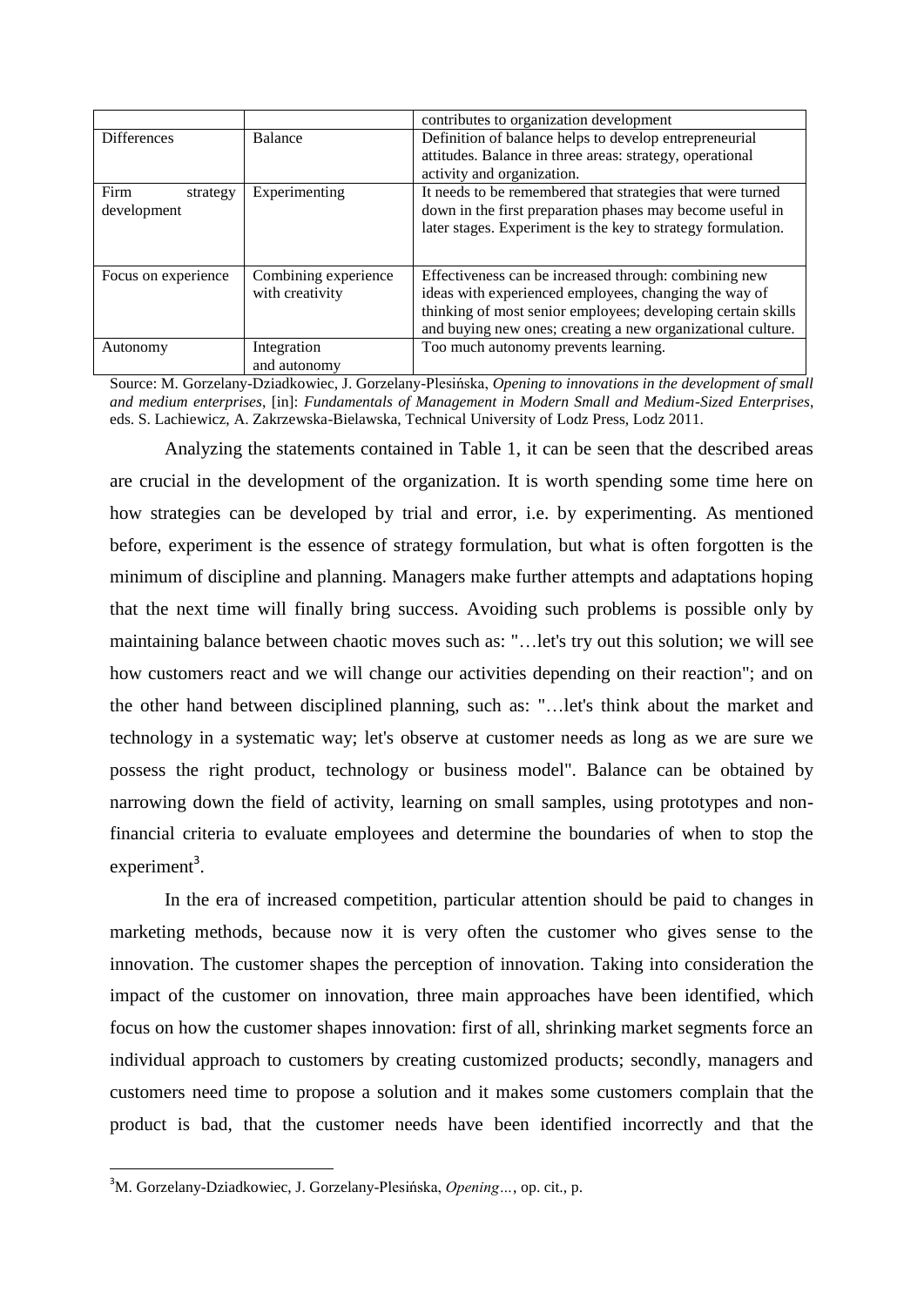| | | contributes to organization development |
|---|---|---|
| Differences | Balance | Definition of balance helps to develop entrepreneurial attitudes. Balance in three areas: strategy, operational activity and organization. |
| Firm strategy development | Experimenting | It needs to be remembered that strategies that were turned down in the first preparation phases may become useful in later stages. Experiment is the key to strategy formulation. |
| Focus on experience | Combining experience with creativity | Effectiveness can be increased through: combining new ideas with experienced employees, changing the way of thinking of most senior employees; developing certain skills and buying new ones; creating a new organizational culture. |
| Autonomy | Integration and autonomy | Too much autonomy prevents learning. |

Source: M. Gorzelany-Dziadkowiec, J. Gorzelany-Plesińska, *Opening to innovations in the development of small and medium enterprises*, [in]: *Fundamentals of Management in Modern Small and Medium-Sized Enterprises*, eds. S. Lachiewicz, A. Zakrzewska-Bielawska, Technical University of Lodz Press, Lodz 2011.

Analyzing the statements contained in Table 1, it can be seen that the described areas are crucial in the development of the organization. It is worth spending some time here on how strategies can be developed by trial and error, i.e. by experimenting. As mentioned before, experiment is the essence of strategy formulation, but what is often forgotten is the minimum of discipline and planning. Managers make further attempts and adaptations hoping that the next time will finally bring success. Avoiding such problems is possible only by maintaining balance between chaotic moves such as: "…let's try out this solution; we will see how customers react and we will change our activities depending on their reaction"; and on the other hand between disciplined planning, such as: "…let's think about the market and technology in a systematic way; let's observe at customer needs as long as we are sure we possess the right product, technology or business model". Balance can be obtained by narrowing down the field of activity, learning on small samples, using prototypes and non-financial criteria to evaluate employees and determine the boundaries of when to stop the experiment[3].

In the era of increased competition, particular attention should be paid to changes in marketing methods, because now it is very often the customer who gives sense to the innovation. The customer shapes the perception of innovation. Taking into consideration the impact of the customer on innovation, three main approaches have been identified, which focus on how the customer shapes innovation: first of all, shrinking market segments force an individual approach to customers by creating customized products; secondly, managers and customers need time to propose a solution and it makes some customers complain that the product is bad, that the customer needs have been identified incorrectly and that the

[3] M. Gorzelany-Dziadkowiec, J. Gorzelany-Plesińska, *Opening…*, op. cit., p.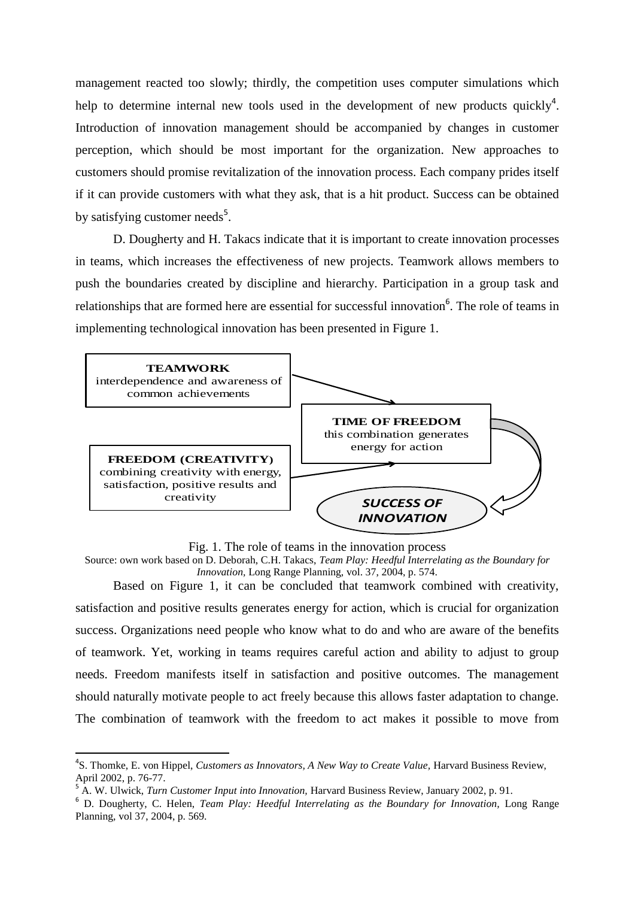management reacted too slowly; thirdly, the competition uses computer simulations which help to determine internal new tools used in the development of new products quickly[4]. Introduction of innovation management should be accompanied by changes in customer perception, which should be most important for the organization. New approaches to customers should promise revitalization of the innovation process. Each company prides itself if it can provide customers with what they ask, that is a hit product. Success can be obtained by satisfying customer needs[5].

D. Dougherty and H. Takacs indicate that it is important to create innovation processes in teams, which increases the effectiveness of new projects. Teamwork allows members to push the boundaries created by discipline and hierarchy. Participation in a group task and relationships that are formed here are essential for successful innovation[6]. The role of teams in implementing technological innovation has been presented in Figure 1.

**TEAMWORK**
interdependence and awareness of common achievements

**TIME OF FREEDOM**
this combination generates energy for action

**FREEDOM (CREATIVITY)**
combining creativity with energy, satisfaction, positive results and creativity

***SUCCESS OF INNOVATION***

Fig. 1. The role of teams in the innovation process

Source: own work based on D. Deborah, C.H. Takacs, *Team Play: Heedful Interrelating as the Boundary for Innovation*, Long Range Planning, vol. 37, 2004, p. 574.

Based on Figure 1, it can be concluded that teamwork combined with creativity, satisfaction and positive results generates energy for action, which is crucial for organization success. Organizations need people who know what to do and who are aware of the benefits of teamwork. Yet, working in teams requires careful action and ability to adjust to group needs. Freedom manifests itself in satisfaction and positive outcomes. The management should naturally motivate people to act freely because this allows faster adaptation to change. The combination of teamwork with the freedom to act makes it possible to move from

---

[4] S. Thomke, E. von Hippel, *Customers as Innovators, A New Way to Create Value*, Harvard Business Review, April 2002, p. 76-77.

[5] A. W. Ulwick, *Turn Customer Input into Innovation*, Harvard Business Review, January 2002, p. 91.

[6] D. Dougherty, C. Helen, *Team Play: Heedful Interrelating as the Boundary for Innovation*, Long Range Planning, vol 37, 2004, p. 569.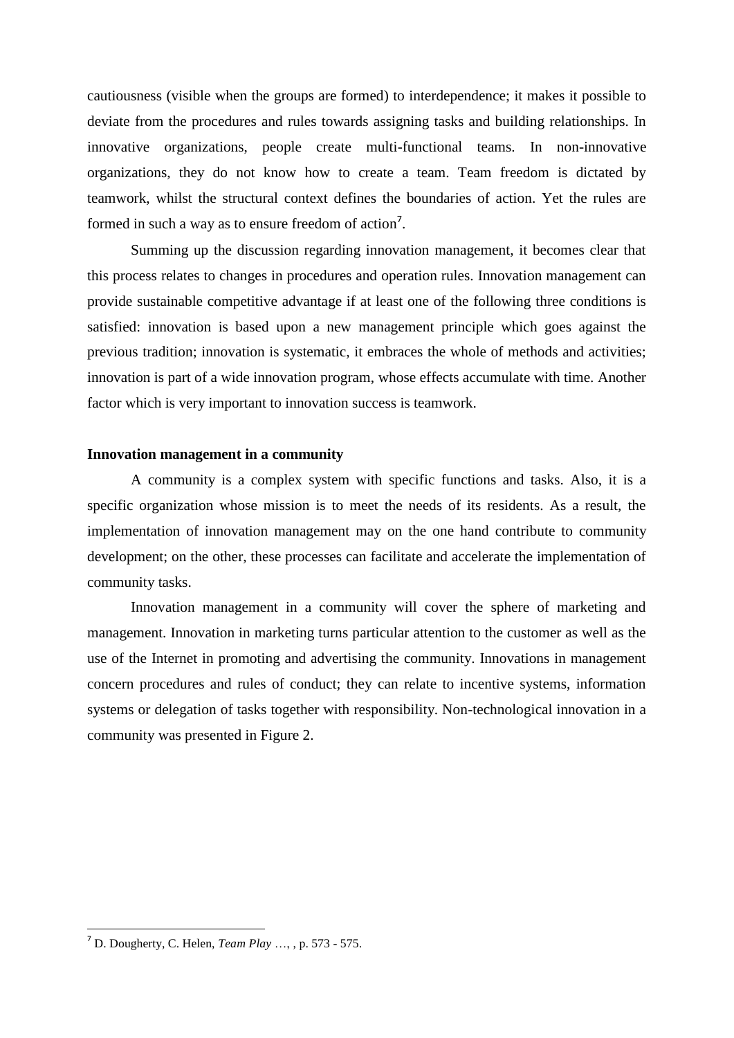cautiousness (visible when the groups are formed) to interdependence; it makes it possible to deviate from the procedures and rules towards assigning tasks and building relationships. In innovative organizations, people create multi-functional teams. In non-innovative organizations, they do not know how to create a team. Team freedom is dictated by teamwork, whilst the structural context defines the boundaries of action. Yet the rules are formed in such a way as to ensure freedom of action[7].

Summing up the discussion regarding innovation management, it becomes clear that this process relates to changes in procedures and operation rules. Innovation management can provide sustainable competitive advantage if at least one of the following three conditions is satisfied: innovation is based upon a new management principle which goes against the previous tradition; innovation is systematic, it embraces the whole of methods and activities; innovation is part of a wide innovation program, whose effects accumulate with time. Another factor which is very important to innovation success is teamwork.

**Innovation management in a community**

A community is a complex system with specific functions and tasks. Also, it is a specific organization whose mission is to meet the needs of its residents. As a result, the implementation of innovation management may on the one hand contribute to community development; on the other, these processes can facilitate and accelerate the implementation of community tasks.

Innovation management in a community will cover the sphere of marketing and management. Innovation in marketing turns particular attention to the customer as well as the use of the Internet in promoting and advertising the community. Innovations in management concern procedures and rules of conduct; they can relate to incentive systems, information systems or delegation of tasks together with responsibility. Non-technological innovation in a community was presented in Figure 2.

---

[7] D. Dougherty, C. Helen, *Team Play* …, , p. 573 - 575.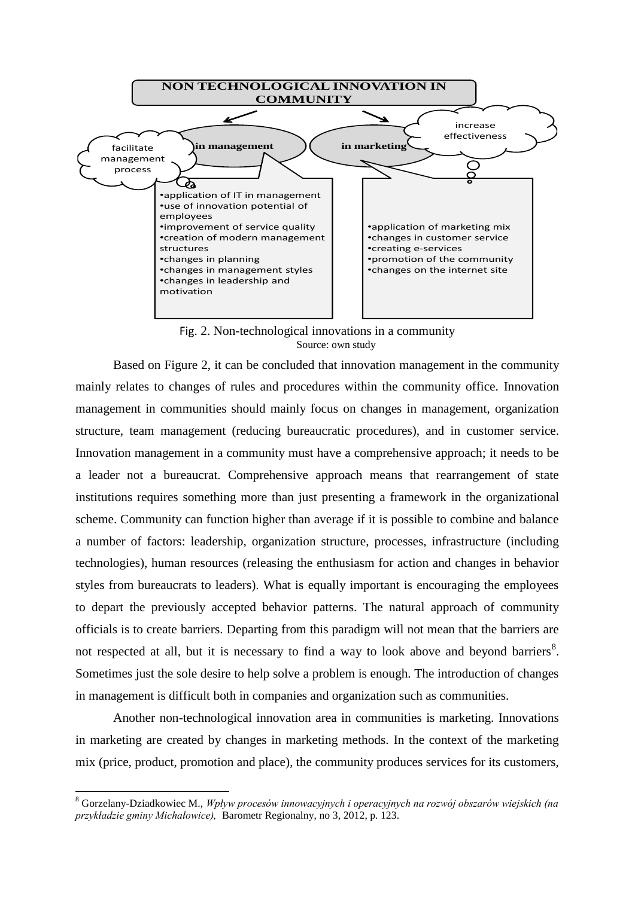NON TECHNOLOGICAL INNOVATION IN COMMUNITY

in management — facilitate management process

- application of IT in management
- use of innovation potential of employees
- improvement of service quality
- creation of modern management structures
- changes in planning
- changes in management styles
- changes in leadership and motivation

in marketing — increase effectiveness

- application of marketing mix
- changes in customer service
- creating e-services
- promotion of the community
- changes on the internet site

Fig. 2. Non-technological innovations in a community
Source: own study

Based on Figure 2, it can be concluded that innovation management in the community mainly relates to changes of rules and procedures within the community office. Innovation management in communities should mainly focus on changes in management, organization structure, team management (reducing bureaucratic procedures), and in customer service. Innovation management in a community must have a comprehensive approach; it needs to be a leader not a bureaucrat. Comprehensive approach means that rearrangement of state institutions requires something more than just presenting a framework in the organizational scheme. Community can function higher than average if it is possible to combine and balance a number of factors: leadership, organization structure, processes, infrastructure (including technologies), human resources (releasing the enthusiasm for action and changes in behavior styles from bureaucrats to leaders). What is equally important is encouraging the employees to depart the previously accepted behavior patterns. The natural approach of community officials is to create barriers. Departing from this paradigm will not mean that the barriers are not respected at all, but it is necessary to find a way to look above and beyond barriers[8]. Sometimes just the sole desire to help solve a problem is enough. The introduction of changes in management is difficult both in companies and organization such as communities.

Another non-technological innovation area in communities is marketing. Innovations in marketing are created by changes in marketing methods. In the context of the marketing mix (price, product, promotion and place), the community produces services for its customers,

[8] Gorzelany-Dziadkowiec M., *Wpływ procesów innowacyjnych i operacyjnych na rozwój obszarów wiejskich (na przykładzie gminy Michałowice),* Barometr Regionalny, no 3, 2012, p. 123.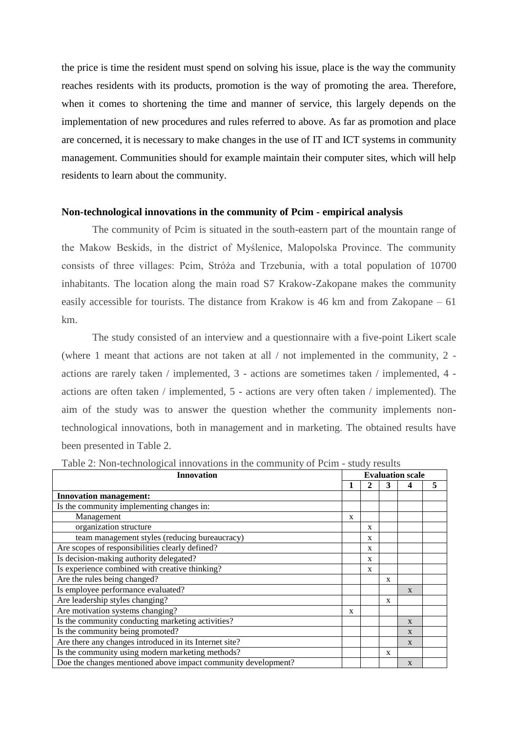the price is time the resident must spend on solving his issue, place is the way the community reaches residents with its products, promotion is the way of promoting the area. Therefore, when it comes to shortening the time and manner of service, this largely depends on the implementation of new procedures and rules referred to above. As far as promotion and place are concerned, it is necessary to make changes in the use of IT and ICT systems in community management. Communities should for example maintain their computer sites, which will help residents to learn about the community.

### Non-technological innovations in the community of Pcim - empirical analysis

The community of Pcim is situated in the south-eastern part of the mountain range of the Makow Beskids, in the district of Myślenice, Malopolska Province. The community consists of three villages: Pcim, Stróża and Trzebunia, with a total population of 10700 inhabitants. The location along the main road S7 Krakow-Zakopane makes the community easily accessible for tourists. The distance from Krakow is 46 km and from Zakopane – 61 km.

The study consisted of an interview and a questionnaire with a five-point Likert scale (where 1 meant that actions are not taken at all / not implemented in the community, 2 - actions are rarely taken / implemented, 3 - actions are sometimes taken / implemented, 4 - actions are often taken / implemented, 5 - actions are very often taken / implemented). The aim of the study was to answer the question whether the community implements non-technological innovations, both in management and in marketing. The obtained results have been presented in Table 2.

Table 2: Non-technological innovations in the community of Pcim - study results

| Innovation | Evaluation scale | | | | |
|---|---|---|---|---|---|
| | 1 | 2 | 3 | 4 | 5 |
| **Innovation management:** | | | | | |
| Is the community implementing changes in: | | | | | |
| Management | x | | | | |
| organization structure | | x | | | |
| team management styles (reducing bureaucracy) | | x | | | |
| Are scopes of responsibilities clearly defined? | | x | | | |
| Is decision-making authority delegated? | | x | | | |
| Is experience combined with creative thinking? | | x | | | |
| Are the rules being changed? | | | x | | |
| Is employee performance evaluated? | | | | x | |
| Are leadership styles changing? | | | x | | |
| Are motivation systems changing? | x | | | | |
| Is the community conducting marketing activities? | | | | x | |
| Is the community being promoted? | | | | x | |
| Are there any changes introduced in its Internet site? | | | | x | |
| Is the community using modern marketing methods? | | | x | | |
| Doe the changes mentioned above impact community development? | | | | x | |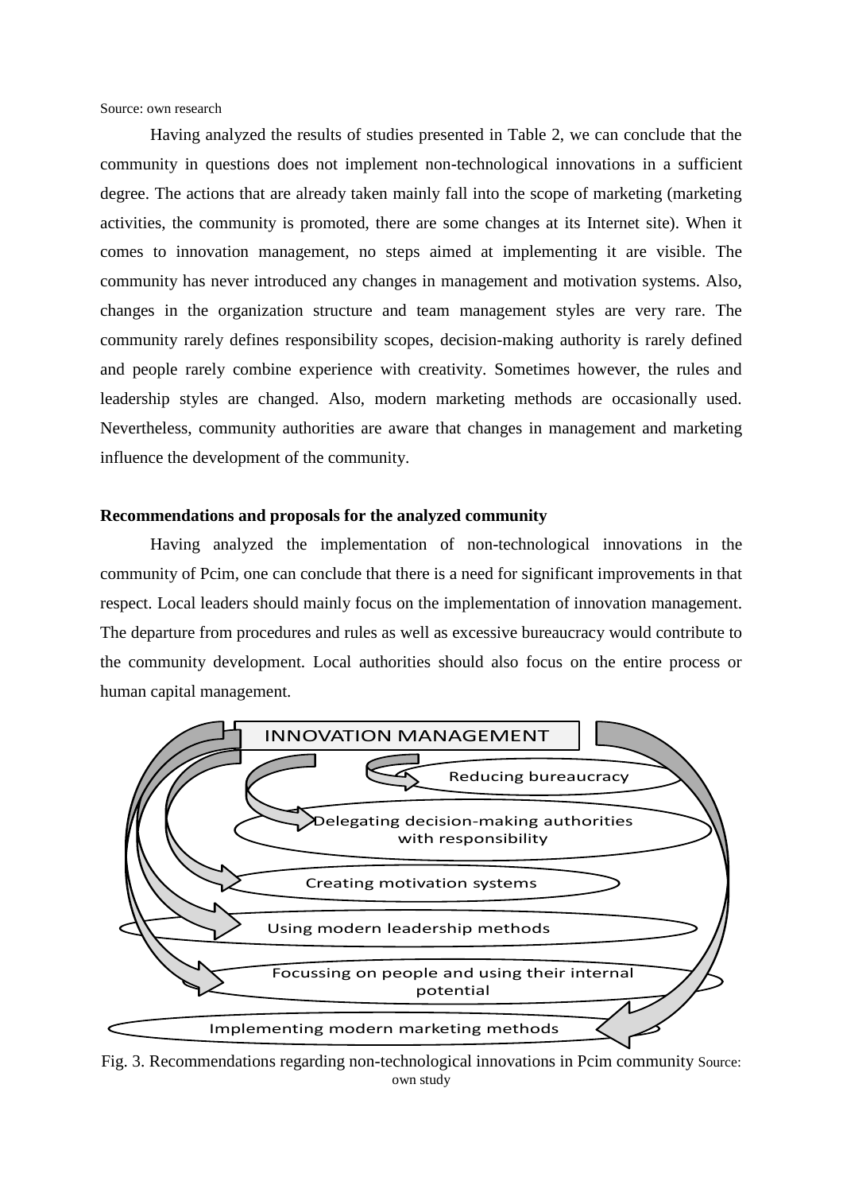Source: own research

Having analyzed the results of studies presented in Table 2, we can conclude that the community in questions does not implement non-technological innovations in a sufficient degree. The actions that are already taken mainly fall into the scope of marketing (marketing activities, the community is promoted, there are some changes at its Internet site). When it comes to innovation management, no steps aimed at implementing it are visible. The community has never introduced any changes in management and motivation systems. Also, changes in the organization structure and team management styles are very rare. The community rarely defines responsibility scopes, decision-making authority is rarely defined and people rarely combine experience with creativity. Sometimes however, the rules and leadership styles are changed. Also, modern marketing methods are occasionally used. Nevertheless, community authorities are aware that changes in management and marketing influence the development of the community.

**Recommendations and proposals for the analyzed community**

Having analyzed the implementation of non-technological innovations in the community of Pcim, one can conclude that there is a need for significant improvements in that respect. Local leaders should mainly focus on the implementation of innovation management. The departure from procedures and rules as well as excessive bureaucracy would contribute to the community development. Local authorities should also focus on the entire process or human capital management.

INNOVATION MANAGEMENT

Reducing bureaucracy

Delegating decision-making authorities with responsibility

Creating motivation systems

Using modern leadership methods

Focussing on people and using their internal potential

Implementing modern marketing methods

Fig. 3. Recommendations regarding non-technological innovations in Pcim community Source: own study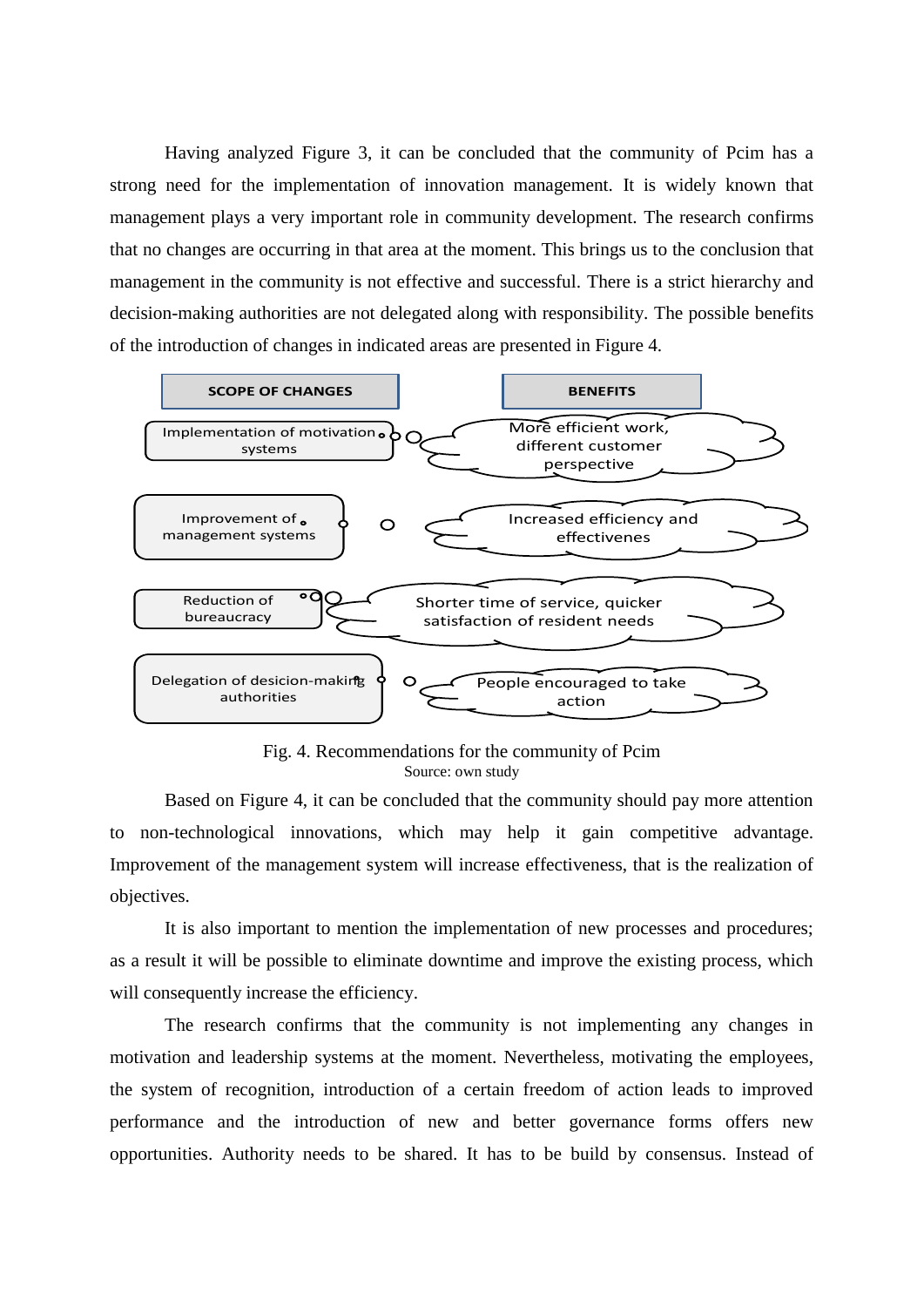Having analyzed Figure 3, it can be concluded that the community of Pcim has a strong need for the implementation of innovation management. It is widely known that management plays a very important role in community development. The research confirms that no changes are occurring in that area at the moment. This brings us to the conclusion that management in the community is not effective and successful. There is a strict hierarchy and decision-making authorities are not delegated along with responsibility. The possible benefits of the introduction of changes in indicated areas are presented in Figure 4.

| SCOPE OF CHANGES | BENEFITS |
| --- | --- |
| Implementation of motivation systems | More efficient work, different customer perspective |
| Improvement of management systems | Increased efficiency and effectivenes |
| Reduction of bureaucracy | Shorter time of service, quicker satisfaction of resident needs |
| Delegation of desicion-making authorities | People encouraged to take action |

Fig. 4. Recommendations for the community of Pcim
Source: own study

Based on Figure 4, it can be concluded that the community should pay more attention to non-technological innovations, which may help it gain competitive advantage. Improvement of the management system will increase effectiveness, that is the realization of objectives.

It is also important to mention the implementation of new processes and procedures; as a result it will be possible to eliminate downtime and improve the existing process, which will consequently increase the efficiency.

The research confirms that the community is not implementing any changes in motivation and leadership systems at the moment. Nevertheless, motivating the employees, the system of recognition, introduction of a certain freedom of action leads to improved performance and the introduction of new and better governance forms offers new opportunities. Authority needs to be shared. It has to be build by consensus. Instead of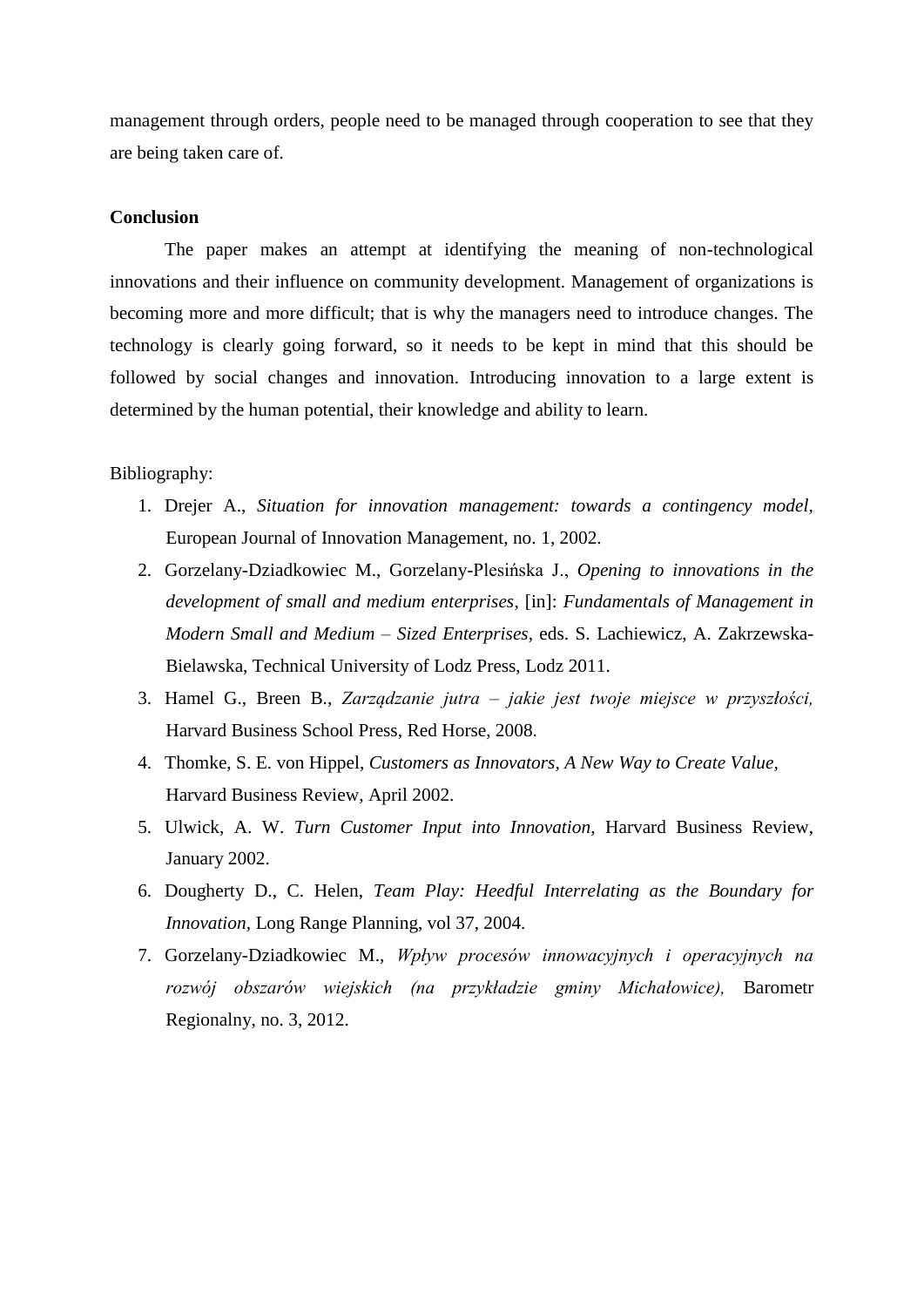management through orders, people need to be managed through cooperation to see that they are being taken care of.

**Conclusion**

The paper makes an attempt at identifying the meaning of non-technological innovations and their influence on community development. Management of organizations is becoming more and more difficult; that is why the managers need to introduce changes. The technology is clearly going forward, so it needs to be kept in mind that this should be followed by social changes and innovation. Introducing innovation to a large extent is determined by the human potential, their knowledge and ability to learn.

Bibliography:

1. Drejer A., *Situation for innovation management: towards a contingency model,* European Journal of Innovation Management, no. 1, 2002.
2. Gorzelany-Dziadkowiec M., Gorzelany-Plesińska J., *Opening to innovations in the development of small and medium enterprises*, [in]: *Fundamentals of Management in Modern Small and Medium – Sized Enterprises*, eds. S. Lachiewicz, A. Zakrzewska-Bielawska, Technical University of Lodz Press, Lodz 2011.
3. Hamel G., Breen B., *Zarządzanie jutra – jakie jest twoje miejsce w przyszłości,* Harvard Business School Press, Red Horse, 2008.
4. Thomke, S. E. von Hippel, *Customers as Innovators, A New Way to Create Value,* Harvard Business Review, April 2002.
5. Ulwick, A. W. *Turn Customer Input into Innovation,* Harvard Business Review, January 2002.
6. Dougherty D., C. Helen, *Team Play: Heedful Interrelating as the Boundary for Innovation*, Long Range Planning, vol 37, 2004.
7. Gorzelany-Dziadkowiec M., *Wpływ procesów innowacyjnych i operacyjnych na rozwój obszarów wiejskich (na przykładzie gminy Michałowice),* Barometr Regionalny, no. 3, 2012.